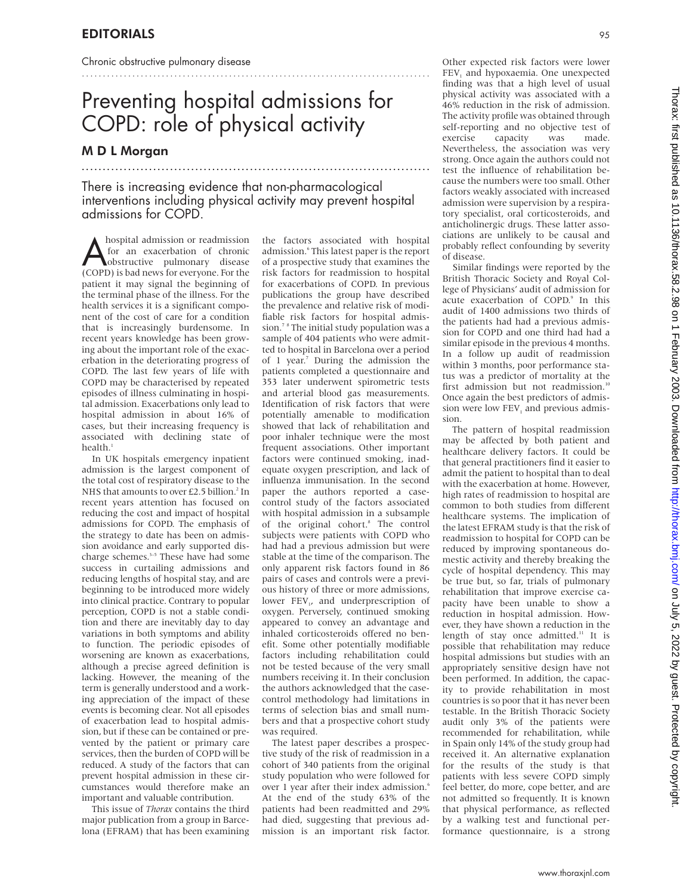Chronic obstructive pulmonary disease

# Preventing hospital admissions for COPD: role of physical activity

## M D L Morgan

There is increasing evidence that non-pharmacological interventions including physical activity may prevent hospital admissions for COPD.

A hospital admission or readmission for an exacerbation of chronic obstructive pulmonary disease (COPD) is bad news for everyone. For the patient it may signal the beginning of the terminal phase of the illness. For the health services it is a significant component of the cost of care for a condition that is increasingly burdensome. In recent years knowledge has been growing about the important role of the exacerbation in the deteriorating progress of COPD. The last few years of life with COPD may be characterised by repeated episodes of illness culminating in hospital admission. Exacerbations only lead to hospital admission in about 16% of cases, but their increasing frequency is associated with declining state of health.[1]

In UK hospitals emergency inpatient admission is the largest component of the total cost of respiratory disease to the NHS that amounts to over £2.5 billion.[2] In recent years attention has focused on reducing the cost and impact of hospital admissions for COPD. The emphasis of the strategy to date has been on admission avoidance and early supported discharge schemes.[3–5] These have had some success in curtailing admissions and reducing lengths of hospital stay, and are beginning to be introduced more widely into clinical practice. Contrary to popular perception, COPD is not a stable condition and there are inevitably day to day variations in both symptoms and ability to function. The periodic episodes of worsening are known as exacerbations, although a precise agreed definition is lacking. However, the meaning of the term is generally understood and a working appreciation of the impact of these events is becoming clear. Not all episodes of exacerbation lead to hospital admission, but if these can be contained or prevented by the patient or primary care services, then the burden of COPD will be reduced. A study of the factors that can prevent hospital admission in these circumstances would therefore make an important and valuable contribution.

This issue of *Thorax* contains the third major publication from a group in Barcelona (EFRAM) that has been examining the factors associated with hospital admission.[6] This latest paper is the report of a prospective study that examines the risk factors for readmission to hospital for exacerbations of COPD. In previous publications the group have described the prevalence and relative risk of modifiable risk factors for hospital admission.[7 8] The initial study population was a sample of 404 patients who were admitted to hospital in Barcelona over a period of 1 year.[7] During the admission the patients completed a questionnaire and 353 later underwent spirometric tests and arterial blood gas measurements. Identification of risk factors that were potentially amenable to modification showed that lack of rehabilitation and poor inhaler technique were the most frequent associations. Other important factors were continued smoking, inadequate oxygen prescription, and lack of influenza immunisation. In the second paper the authors reported a case-control study of the factors associated with hospital admission in a subsample of the original cohort.[8] The control subjects were patients with COPD who had had a previous admission but were stable at the time of the comparison. The only apparent risk factors found in 86 pairs of cases and controls were a previous history of three or more admissions, lower $FEV_1$, and underprescription of oxygen. Perversely, continued smoking appeared to convey an advantage and inhaled corticosteroids offered no benefit. Some other potentially modifiable factors including rehabilitation could not be tested because of the very small numbers receiving it. In their conclusion the authors acknowledged that the case-control methodology has limitations in terms of selection bias and small numbers and that a prospective cohort study was required.

The latest paper describes a prospective study of the risk of readmission in a cohort of 340 patients from the original study population who were followed for over 1 year after their index admission.[6] At the end of the study 63% of the patients had been readmitted and 29% had died, suggesting that previous admission is an important risk factor. Other expected risk factors were lower $FEV_1$ and hypoxaemia. One unexpected finding was that a high level of usual physical activity was associated with a 46% reduction in the risk of admission. The activity profile was obtained through self-reporting and no objective test of exercise capacity was made. Nevertheless, the association was very strong. Once again the authors could not test the influence of rehabilitation because the numbers were too small. Other factors weakly associated with increased admission were supervision by a respiratory specialist, oral corticosteroids, and anticholinergic drugs. These latter associations are unlikely to be causal and probably reflect confounding by severity of disease.

Similar findings were reported by the British Thoracic Society and Royal College of Physicians' audit of admission for acute exacerbation of COPD.[9] In this audit of 1400 admissions two thirds of the patients had had a previous admission for COPD and one third had had a similar episode in the previous 4 months. In a follow up audit of readmission within 3 months, poor performance status was a predictor of mortality at the first admission but not readmission.[10] Once again the best predictors of admission were low $FEV_1$ and previous admission.

The pattern of hospital readmission may be affected by both patient and healthcare delivery factors. It could be that general practitioners find it easier to admit the patient to hospital than to deal with the exacerbation at home. However, high rates of readmission to hospital are common to both studies from different healthcare systems. The implication of the latest EFRAM study is that the risk of readmission to hospital for COPD can be reduced by improving spontaneous domestic activity and thereby breaking the cycle of hospital dependency. This may be true but, so far, trials of pulmonary rehabilitation that improve exercise capacity have been unable to show a reduction in hospital admission. However, they have shown a reduction in the length of stay once admitted.[11] It is possible that rehabilitation may reduce hospital admissions but studies with an appropriately sensitive design have not been performed. In addition, the capacity to provide rehabilitation in most countries is so poor that it has never been testable. In the British Thoracic Society audit only 3% of the patients were recommended for rehabilitation, while in Spain only 14% of the study group had received it. An alternative explanation for the results of the study is that patients with less severe COPD simply feel better, do more, cope better, and are not admitted so frequently. It is known that physical performance, as reflected by a walking test and functional performance questionnaire, is a strong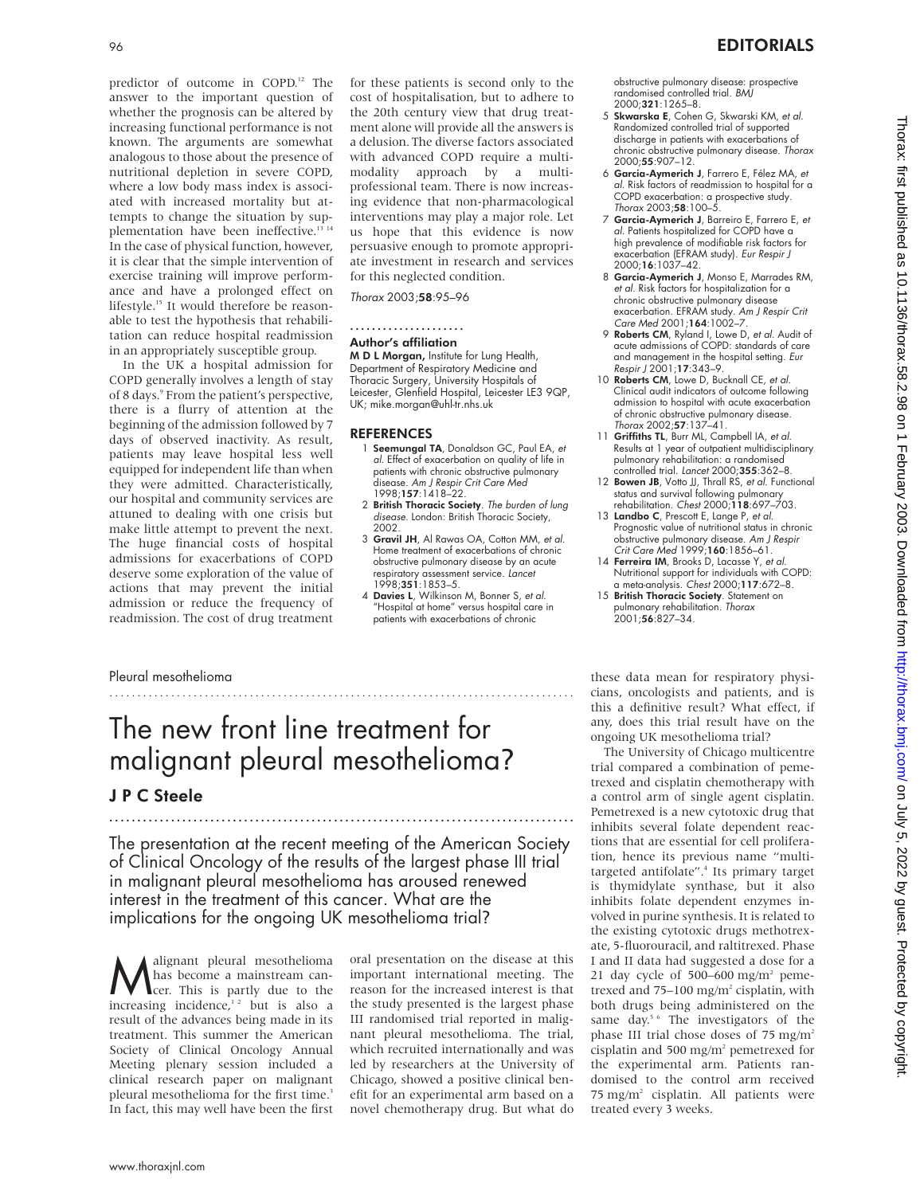predictor of outcome in COPD.[12] The answer to the important question of whether the prognosis can be altered by increasing functional performance is not known. The arguments are somewhat analogous to those about the presence of nutritional depletion in severe COPD, where a low body mass index is associated with increased mortality but attempts to change the situation by supplementation have been ineffective.[13 14] In the case of physical function, however, it is clear that the simple intervention of exercise training will improve performance and have a prolonged effect on lifestyle.[15] It would therefore be reasonable to test the hypothesis that rehabilitation can reduce hospital readmission in an appropriately susceptible group.

In the UK a hospital admission for COPD generally involves a length of stay of 8 days.[9] From the patient's perspective, there is a flurry of attention at the beginning of the admission followed by 7 days of observed inactivity. As result, patients may leave hospital less well equipped for independent life than when they were admitted. Characteristically, our hospital and community services are attuned to dealing with one crisis but make little attempt to prevent the next. The huge financial costs of hospital admissions for exacerbations of COPD deserve some exploration of the value of actions that may prevent the initial admission or reduce the frequency of readmission. The cost of drug treatment for these patients is second only to the cost of hospitalisation, but to adhere to the 20th century view that drug treatment alone will provide all the answers is a delusion. The diverse factors associated with advanced COPD require a multimodality approach by a multiprofessional team. There is now increasing evidence that non-pharmacological interventions may play a major role. Let us hope that this evidence is now persuasive enough to promote appropriate investment in research and services for this neglected condition.

*Thorax* 2003;**58**:95–96

### Author's affiliation

**M D L Morgan,** Institute for Lung Health, Department of Respiratory Medicine and Thoracic Surgery, University Hospitals of Leicester, Glenfield Hospital, Leicester LE3 9QP, UK; mike.morgan@uhl-tr.nhs.uk

### REFERENCES

1. **Seemungal TA**, Donaldson GC, Paul EA, *et al.* Effect of exacerbation on quality of life in patients with chronic obstructive pulmonary disease. *Am J Respir Crit Care Med* 1998;**157**:1418–22.
2. **British Thoracic Society**. *The burden of lung disease*. London: British Thoracic Society, 2002.
3. **Gravil JH**, Al Rawas OA, Cotton MM, *et al.* Home treatment of exacerbations of chronic obstructive pulmonary disease by an acute respiratory assessment service. *Lancet* 1998;**351**:1853–5.
4. **Davies L**, Wilkinson M, Bonner S, *et al.* "Hospital at home" versus hospital care in patients with exacerbations of chronic obstructive pulmonary disease: prospective randomised controlled trial. *BMJ* 2000;**321**:1265–8.
5. **Skwarska E**, Cohen G, Skwarski KM, *et al.* Randomized controlled trial of supported discharge in patients with exacerbations of chronic obstructive pulmonary disease. *Thorax* 2000;**55**:907–12.
6. **Garcia-Aymerich J**, Farrero E, Félez MA, *et al.* Risk factors of readmission to hospital for a COPD exacerbation: a prospective study. *Thorax* 2003;**58**:100–5.
7. **Garcia-Aymerich J**, Barreiro E, Farrero E, *et al.* Patients hospitalized for COPD have a high prevalence of modifiable risk factors for exacerbation (EFRAM study). *Eur Respir J* 2000;**16**:1037–42.
8. **Garcia-Aymerich J**, Monso E, Marrades RM, *et al.* Risk factors for hospitalization for a chronic obstructive pulmonary disease exacerbation. EFRAM study. *Am J Respir Crit Care Med* 2001;**164**:1002–7.
9. **Roberts CM**, Ryland I, Lowe D, *et al.* Audit of acute admissions of COPD: standards of care and management in the hospital setting. *Eur Respir J* 2001;**17**:343–9.
10. **Roberts CM**, Lowe D, Bucknall CE, *et al.* Clinical audit indicators of outcome following admission to hospital with acute exacerbation of chronic obstructive pulmonary disease. *Thorax* 2002;**57**:137–41.
11. **Griffiths TL**, Burr ML, Campbell IA, *et al.* Results at 1 year of outpatient multidisciplinary pulmonary rehabilitation: a randomised controlled trial. *Lancet* 2000;**355**:362–8.
12. **Bowen JB**, Votto JJ, Thrall RS, *et al.* Functional status and survival following pulmonary rehabilitation. *Chest* 2000;**118**:697–703.
13. **Landbo C**, Prescott E, Lange P, *et al.* Prognostic value of nutritional status in chronic obstructive pulmonary disease. *Am J Respir Crit Care Med* 1999;**160**:1856–61.
14. **Ferreira IM**, Brooks D, Lacasse Y, *et al.* Nutritional support for individuals with COPD: a meta-analysis. *Chest* 2000;**117**:672–8.
15. **British Thoracic Society**. Statement on pulmonary rehabilitation. *Thorax* 2001;**56**:827–34.

Pleural mesothelioma

# The new front line treatment for malignant pleural mesothelioma?

## J P C Steele

The presentation at the recent meeting of the American Society of Clinical Oncology of the results of the largest phase III trial in malignant pleural mesothelioma has aroused renewed interest in the treatment of this cancer. What are the implications for the ongoing UK mesothelioma trial?

Malignant pleural mesothelioma has become a mainstream cancer. This is partly due to the increasing incidence,[1 2] but is also a result of the advances being made in its treatment. This summer the American Society of Clinical Oncology Annual Meeting plenary session included a clinical research paper on malignant pleural mesothelioma for the first time.[3] In fact, this may well have been the first oral presentation on the disease at this important international meeting. The reason for the increased interest is that the study presented is the largest phase III randomised trial reported in malignant pleural mesothelioma. The trial, which recruited internationally and was led by researchers at the University of Chicago, showed a positive clinical benefit for an experimental arm based on a novel chemotherapy drug. But what do these data mean for respiratory physicians, oncologists and patients, and is this a definitive result? What effect, if any, does this trial result have on the ongoing UK mesothelioma trial?

The University of Chicago multicentre trial compared a combination of pemetrexed and cisplatin chemotherapy with a control arm of single agent cisplatin. Pemetrexed is a new cytotoxic drug that inhibits several folate dependent reactions that are essential for cell proliferation, hence its previous name "multitargeted antifolate".[4] Its primary target is thymidylate synthase, but it also inhibits folate dependent enzymes involved in purine synthesis. It is related to the existing cytotoxic drugs methotrexate, 5-fluorouracil, and raltitrexed. Phase I and II data had suggested a dose for a 21 day cycle of 500–600 mg/m$^2$ pemetrexed and 75–100 mg/m$^2$ cisplatin, with both drugs being administered on the same day.[5 6] The investigators of the phase III trial chose doses of 75 mg/m$^2$ cisplatin and 500 mg/m$^2$ pemetrexed for the experimental arm. Patients randomised to the control arm received 75 mg/m$^2$ cisplatin. All patients were treated every 3 weeks.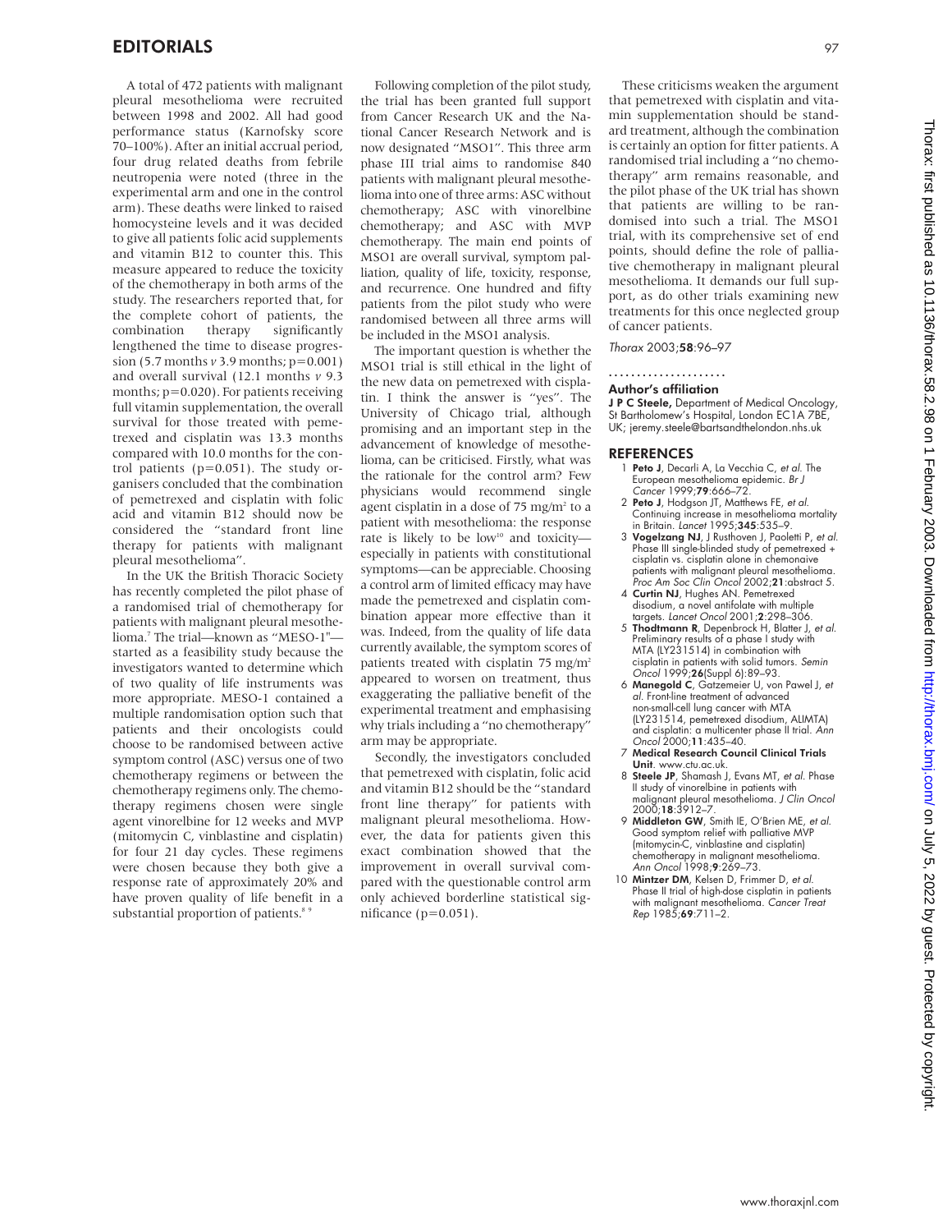A total of 472 patients with malignant pleural mesothelioma were recruited between 1998 and 2002. All had good performance status (Karnofsky score 70–100%). After an initial accrual period, four drug related deaths from febrile neutropenia were noted (three in the experimental arm and one in the control arm). These deaths were linked to raised homocysteine levels and it was decided to give all patients folic acid supplements and vitamin B12 to counter this. This measure appeared to reduce the toxicity of the chemotherapy in both arms of the study. The researchers reported that, for the complete cohort of patients, the combination therapy significantly lengthened the time to disease progression (5.7 months *v* 3.9 months; p=0.001) and overall survival (12.1 months *v* 9.3 months; p=0.020). For patients receiving full vitamin supplementation, the overall survival for those treated with pemetrexed and cisplatin was 13.3 months compared with 10.0 months for the control patients (p=0.051). The study organisers concluded that the combination of pemetrexed and cisplatin with folic acid and vitamin B12 should now be considered the "standard front line therapy for patients with malignant pleural mesothelioma".

In the UK the British Thoracic Society has recently completed the pilot phase of a randomised trial of chemotherapy for patients with malignant pleural mesothelioma.[7] The trial—known as "MESO-1"—started as a feasibility study because the investigators wanted to determine which of two quality of life instruments was more appropriate. MESO-1 contained a multiple randomisation option such that patients and their oncologists could choose to be randomised between active symptom control (ASC) versus one of two chemotherapy regimens or between the chemotherapy regimens only. The chemotherapy regimens chosen were single agent vinorelbine for 12 weeks and MVP (mitomycin C, vinblastine and cisplatin) for four 21 day cycles. These regimens were chosen because they both give a response rate of approximately 20% and have proven quality of life benefit in a substantial proportion of patients.[8 9]

Following completion of the pilot study, the trial has been granted full support from Cancer Research UK and the National Cancer Research Network and is now designated "MSO1". This three arm phase III trial aims to randomise 840 patients with malignant pleural mesothelioma into one of three arms: ASC without chemotherapy; ASC with vinorelbine chemotherapy; and ASC with MVP chemotherapy. The main end points of MSO1 are overall survival, symptom palliation, quality of life, toxicity, response, and recurrence. One hundred and fifty patients from the pilot study who were randomised between all three arms will be included in the MSO1 analysis.

The important question is whether the MSO1 trial is still ethical in the light of the new data on pemetrexed with cisplatin. I think the answer is "yes". The University of Chicago trial, although promising and an important step in the advancement of knowledge of mesothelioma, can be criticised. Firstly, what was the rationale for the control arm? Few physicians would recommend single agent cisplatin in a dose of 75 mg/m$^2$ to a patient with mesothelioma: the response rate is likely to be low[10] and toxicity—especially in patients with constitutional symptoms—can be appreciable. Choosing a control arm of limited efficacy may have made the pemetrexed and cisplatin combination appear more effective than it was. Indeed, from the quality of life data currently available, the symptom scores of patients treated with cisplatin 75 mg/m$^2$ appeared to worsen on treatment, thus exaggerating the palliative benefit of the experimental treatment and emphasising why trials including a "no chemotherapy" arm may be appropriate.

Secondly, the investigators concluded that pemetrexed with cisplatin, folic acid and vitamin B12 should be the "standard front line therapy" for patients with malignant pleural mesothelioma. However, the data for patients given this exact combination showed that the improvement in overall survival compared with the questionable control arm only achieved borderline statistical significance (p=0.051).

These criticisms weaken the argument that pemetrexed with cisplatin and vitamin supplementation should be standard treatment, although the combination is certainly an option for fitter patients. A randomised trial including a "no chemotherapy" arm remains reasonable, and the pilot phase of the UK trial has shown that patients are willing to be randomised into such a trial. The MSO1 trial, with its comprehensive set of end points, should define the role of palliative chemotherapy in malignant pleural mesothelioma. It demands our full support, as do other trials examining new treatments for this once neglected group of cancer patients.

*Thorax* 2003;**58**:96–97

## Author's affiliation

**J P C Steele,** Department of Medical Oncology, St Bartholomew's Hospital, London EC1A 7BE, UK; jeremy.steele@bartsandthelondon.nhs.uk

## REFERENCES

1. **Peto J**, Decarli A, La Vecchia C, *et al.* The European mesothelioma epidemic. *Br J Cancer* 1999;**79**:666–72.
2. **Peto J**, Hodgson JT, Matthews FE, *et al.* Continuing increase in mesothelioma mortality in Britain. *Lancet* 1995;**345**:535–9.
3. **Vogelzang NJ**, J Rusthoven J, Paoletti P, *et al.* Phase III single-blinded study of pemetrexed + cisplatin vs. cisplatin alone in chemonaive patients with malignant pleural mesothelioma. *Proc Am Soc Clin Oncol* 2002;**21**:abstract 5.
4. **Curtin NJ**, Hughes AN. Pemetrexed disodium, a novel antifolate with multiple targets. *Lancet Oncol* 2001;**2**:298–306.
5. **Thodtmann R**, Depenbrock H, Blatter J, *et al.* Preliminary results of a phase I study with MTA (LY231514) in combination with cisplatin in patients with solid tumors. *Semin Oncol* 1999;**26**(Suppl 6):89–93.
6. **Manegold C**, Gatzemeier U, von Pawel J, *et al.* Front-line treatment of advanced non-small-cell lung cancer with MTA (LY231514, pemetrexed disodium, ALIMTA) and cisplatin: a multicenter phase II trial. *Ann Oncol* 2000;**11**:435–40.
7. **Medical Research Council Clinical Trials Unit**. www.ctu.ac.uk.
8. **Steele JP**, Shamash J, Evans MT, *et al.* Phase II study of vinorelbine in patients with malignant pleural mesothelioma. *J Clin Oncol* 2000;**18**:3912–7.
9. **Middleton GW**, Smith IE, O'Brien ME, *et al.* Good symptom relief with palliative MVP (mitomycin-C, vinblastine and cisplatin) chemotherapy in malignant mesothelioma. *Ann Oncol* 1998;**9**:269–73.
10. **Mintzer DM**, Kelsen D, Frimmer D, *et al.* Phase II trial of high-dose cisplatin in patients with malignant mesothelioma. *Cancer Treat Rep* 1985;**69**:711–2.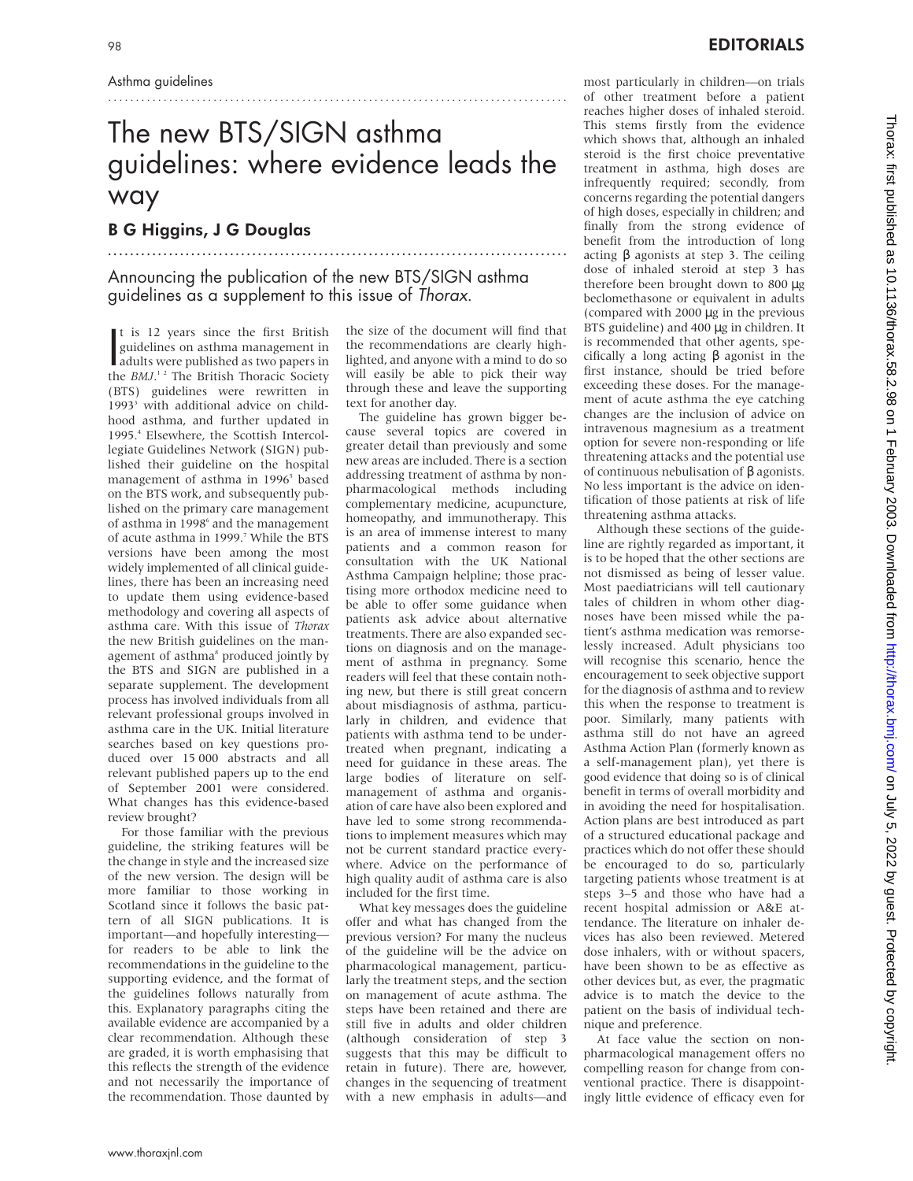Asthma guidelines

# The new BTS/SIGN asthma guidelines: where evidence leads the way

## B G Higgins, J G Douglas

Announcing the publication of the new BTS/SIGN asthma guidelines as a supplement to this issue of *Thorax*.

It is 12 years since the first British guidelines on asthma management in adults were published as two papers in the *BMJ*.[1 2] The British Thoracic Society (BTS) guidelines were rewritten in 1993[3] with additional advice on childhood asthma, and further updated in 1995.[4] Elsewhere, the Scottish Intercollegiate Guidelines Network (SIGN) published their guideline on the hospital management of asthma in 1996[5] based on the BTS work, and subsequently published on the primary care management of asthma in 1998[6] and the management of acute asthma in 1999.[7] While the BTS versions have been among the most widely implemented of all clinical guidelines, there has been an increasing need to update them using evidence-based methodology and covering all aspects of asthma care. With this issue of *Thorax* the new British guidelines on the management of asthma[8] produced jointly by the BTS and SIGN are published in a separate supplement. The development process has involved individuals from all relevant professional groups involved in asthma care in the UK. Initial literature searches based on key questions produced over 15 000 abstracts and all relevant published papers up to the end of September 2001 were considered. What changes has this evidence-based review brought?

For those familiar with the previous guideline, the striking features will be the change in style and the increased size of the new version. The design will be more familiar to those working in Scotland since it follows the basic pattern of all SIGN publications. It is important—and hopefully interesting—for readers to be able to link the recommendations in the guideline to the supporting evidence, and the format of the guidelines follows naturally from this. Explanatory paragraphs citing the available evidence are accompanied by a clear recommendation. Although these are graded, it is worth emphasising that this reflects the strength of the evidence and not necessarily the importance of the recommendation. Those daunted by the size of the document will find that the recommendations are clearly highlighted, and anyone with a mind to do so will easily be able to pick their way through these and leave the supporting text for another day.

The guideline has grown bigger because several topics are covered in greater detail than previously and some new areas are included. There is a section addressing treatment of asthma by non-pharmacological methods including complementary medicine, acupuncture, homeopathy, and immunotherapy. This is an area of immense interest to many patients and a common reason for consultation with the UK National Asthma Campaign helpline; those practising more orthodox medicine need to be able to offer some guidance when patients ask advice about alternative treatments. There are also expanded sections on diagnosis and on the management of asthma in pregnancy. Some readers will feel that these contain nothing new, but there is still great concern about misdiagnosis of asthma, particularly in children, and evidence that patients with asthma tend to be undertreated when pregnant, indicating a need for guidance in these areas. The large bodies of literature on self-management of asthma and organisation of care have also been explored and have led to some strong recommendations to implement measures which may not be current standard practice everywhere. Advice on the performance of high quality audit of asthma care is also included for the first time.

What key messages does the guideline offer and what has changed from the previous version? For many the nucleus of the guideline will be the advice on pharmacological management, particularly the treatment steps, and the section on management of acute asthma. The steps have been retained and there are still five in adults and older children (although consideration of step 3 suggests that this may be difficult to retain in future). There are, however, changes in the sequencing of treatment with a new emphasis in adults—and most particularly in children—on trials of other treatment before a patient reaches higher doses of inhaled steroid. This stems firstly from the evidence which shows that, although an inhaled steroid is the first choice preventative treatment in asthma, high doses are infrequently required; secondly, from concerns regarding the potential dangers of high doses, especially in children; and finally from the strong evidence of benefit from the introduction of long acting β agonists at step 3. The ceiling dose of inhaled steroid at step 3 has therefore been brought down to 800 μg beclomethasone or equivalent in adults (compared with 2000 μg in the previous BTS guideline) and 400 μg in children. It is recommended that other agents, specifically a long acting β agonist in the first instance, should be tried before exceeding these doses. For the management of acute asthma the eye catching changes are the inclusion of advice on intravenous magnesium as a treatment option for severe non-responding or life threatening attacks and the potential use of continuous nebulisation of β agonists. No less important is the advice on identification of those patients at risk of life threatening asthma attacks.

Although these sections of the guideline are rightly regarded as important, it is to be hoped that the other sections are not dismissed as being of lesser value. Most paediatricians will tell cautionary tales of children in whom other diagnoses have been missed while the patient's asthma medication was remorselessly increased. Adult physicians too will recognise this scenario, hence the encouragement to seek objective support for the diagnosis of asthma and to review this when the response to treatment is poor. Similarly, many patients with asthma still do not have an agreed Asthma Action Plan (formerly known as a self-management plan), yet there is good evidence that doing so is of clinical benefit in terms of overall morbidity and in avoiding the need for hospitalisation. Action plans are best introduced as part of a structured educational package and practices which do not offer these should be encouraged to do so, particularly targeting patients whose treatment is at steps 3–5 and those who have had a recent hospital admission or A&E attendance. The literature on inhaler devices has also been reviewed. Metered dose inhalers, with or without spacers, have been shown to be as effective as other devices but, as ever, the pragmatic advice is to match the device to the patient on the basis of individual technique and preference.

At face value the section on non-pharmacological management offers no compelling reason for change from conventional practice. There is disappointingly little evidence of efficacy even for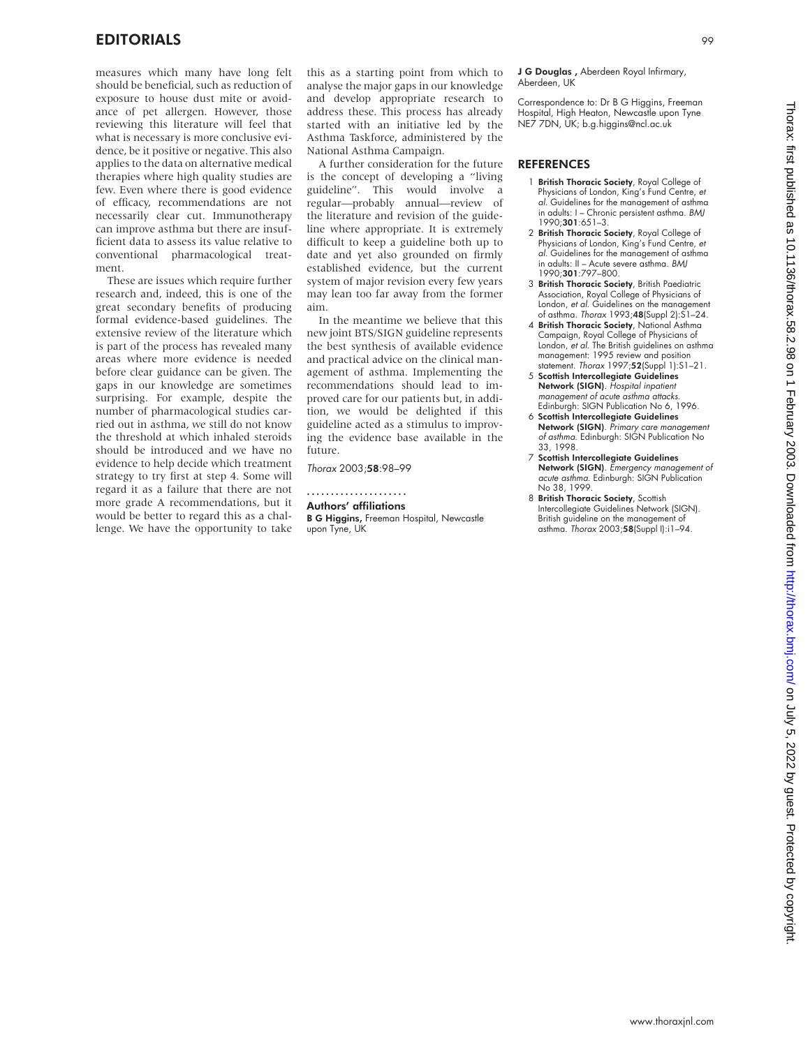measures which many have long felt should be beneficial, such as reduction of exposure to house dust mite or avoidance of pet allergen. However, those reviewing this literature will feel that what is necessary is more conclusive evidence, be it positive or negative. This also applies to the data on alternative medical therapies where high quality studies are few. Even where there is good evidence of efficacy, recommendations are not necessarily clear cut. Immunotherapy can improve asthma but there are insufficient data to assess its value relative to conventional pharmacological treatment.

These are issues which require further research and, indeed, this is one of the great secondary benefits of producing formal evidence-based guidelines. The extensive review of the literature which is part of the process has revealed many areas where more evidence is needed before clear guidance can be given. The gaps in our knowledge are sometimes surprising. For example, despite the number of pharmacological studies carried out in asthma, we still do not know the threshold at which inhaled steroids should be introduced and we have no evidence to help decide which treatment strategy to try first at step 4. Some will regard it as a failure that there are not more grade A recommendations, but it would be better to regard this as a challenge. We have the opportunity to take this as a starting point from which to analyse the major gaps in our knowledge and develop appropriate research to address these. This process has already started with an initiative led by the Asthma Taskforce, administered by the National Asthma Campaign.

A further consideration for the future is the concept of developing a "living guideline". This would involve a regular—probably annual—review of the literature and revision of the guideline where appropriate. It is extremely difficult to keep a guideline both up to date and yet also grounded on firmly established evidence, but the current system of major revision every few years may lean too far away from the former aim.

In the meantime we believe that this new joint BTS/SIGN guideline represents the best synthesis of available evidence and practical advice on the clinical management of asthma. Implementing the recommendations should lead to improved care for our patients but, in addition, we would be delighted if this guideline acted as a stimulus to improving the evidence base available in the future.

*Thorax* 2003;**58**:98–99

### Authors' affiliations

**B G Higgins,** Freeman Hospital, Newcastle upon Tyne, UK

**J G Douglas ,** Aberdeen Royal Infirmary, Aberdeen, UK

Correspondence to: Dr B G Higgins, Freeman Hospital, High Heaton, Newcastle upon Tyne NE7 7DN, UK; b.g.higgins@ncl.ac.uk

## REFERENCES

1. **British Thoracic Society**, Royal College of Physicians of London, King's Fund Centre, *et al.* Guidelines for the management of asthma in adults: I – Chronic persistent asthma. *BMJ* 1990;**301**:651–3.
2. **British Thoracic Society**, Royal College of Physicians of London, King's Fund Centre, *et al.* Guidelines for the management of asthma in adults: II – Acute severe asthma. *BMJ* 1990;**301**:797–800.
3. **British Thoracic Society**, British Paediatric Association, Royal College of Physicians of London, *et al.* Guidelines on the management of asthma. *Thorax* 1993;**48**(Suppl 2):S1–24.
4. **British Thoracic Society**, National Asthma Campaign, Royal College of Physicians of London, *et al.* The British guidelines on asthma management: 1995 review and position statement. *Thorax* 1997;**52**(Suppl 1):S1–21.
5. **Scottish Intercollegiate Guidelines Network (SIGN)**. *Hospital inpatient management of acute asthma attacks.* Edinburgh: SIGN Publication No 6, 1996.
6. **Scottish Intercollegiate Guidelines Network (SIGN)**. *Primary care management of asthma.* Edinburgh: SIGN Publication No 33, 1998.
7. **Scottish Intercollegiate Guidelines Network (SIGN)**. *Emergency management of acute asthma.* Edinburgh: SIGN Publication No 38, 1999.
8. **British Thoracic Society**, Scottish Intercollegiate Guidelines Network (SIGN). British guideline on the management of asthma. *Thorax* 2003;**58**(Suppl I):i1–94.